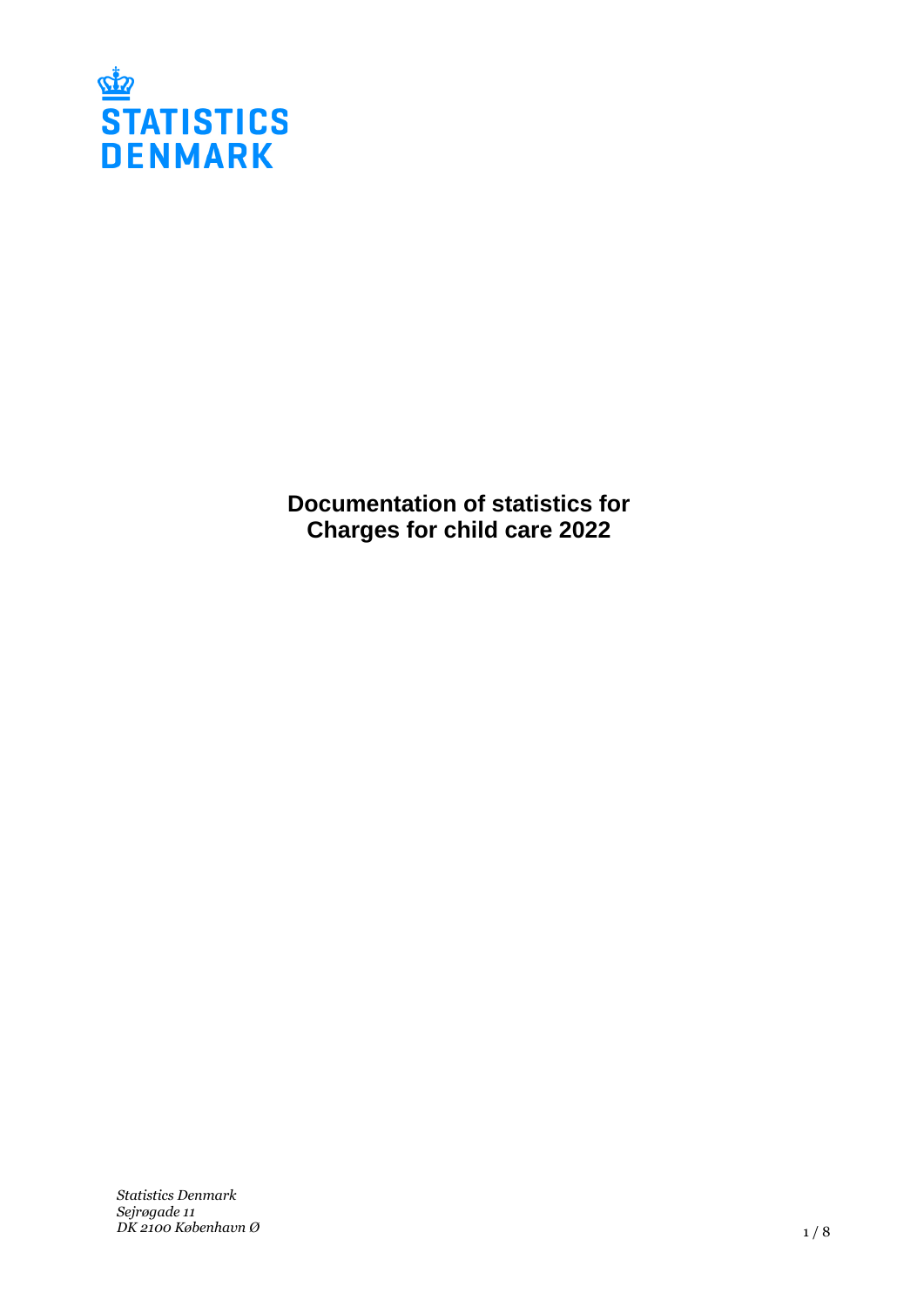STATISTICS DENMARK

# Documentation of statistics for Charges for child care 2022

*Statistics Denmark*
*Sejrøgade 11*
*DK 2100 København Ø*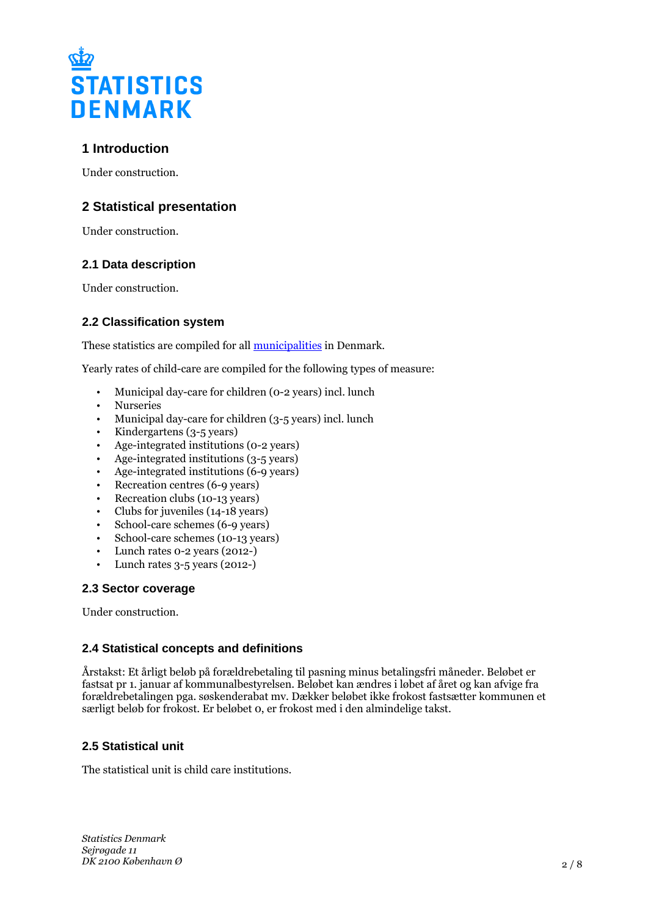# 1 Introduction

Under construction.

# 2 Statistical presentation

Under construction.

## 2.1 Data description

Under construction.

## 2.2 Classification system

These statistics are compiled for all [municipalities] in Denmark.

Yearly rates of child-care are compiled for the following types of measure:

- Municipal day-care for children (0-2 years) incl. lunch
- Nurseries
- Municipal day-care for children (3-5 years) incl. lunch
- Kindergartens (3-5 years)
- Age-integrated institutions (0-2 years)
- Age-integrated institutions (3-5 years)
- Age-integrated institutions (6-9 years)
- Recreation centres (6-9 years)
- Recreation clubs (10-13 years)
- Clubs for juveniles (14-18 years)
- School-care schemes (6-9 years)
- School-care schemes (10-13 years)
- Lunch rates 0-2 years (2012-)
- Lunch rates 3-5 years (2012-)

## 2.3 Sector coverage

Under construction.

## 2.4 Statistical concepts and definitions

Årstakst: Et årligt beløb på forældrebetaling til pasning minus betalingsfri måneder. Beløbet er fastsat pr 1. januar af kommunalbestyrelsen. Beløbet kan ændres i løbet af året og kan afvige fra forældrebetalingen pga. søskenderabat mv. Dækker beløbet ikke frokost fastsætter kommunen et særligt beløb for frokost. Er beløbet 0, er frokost med i den almindelige takst.

## 2.5 Statistical unit

The statistical unit is child care institutions.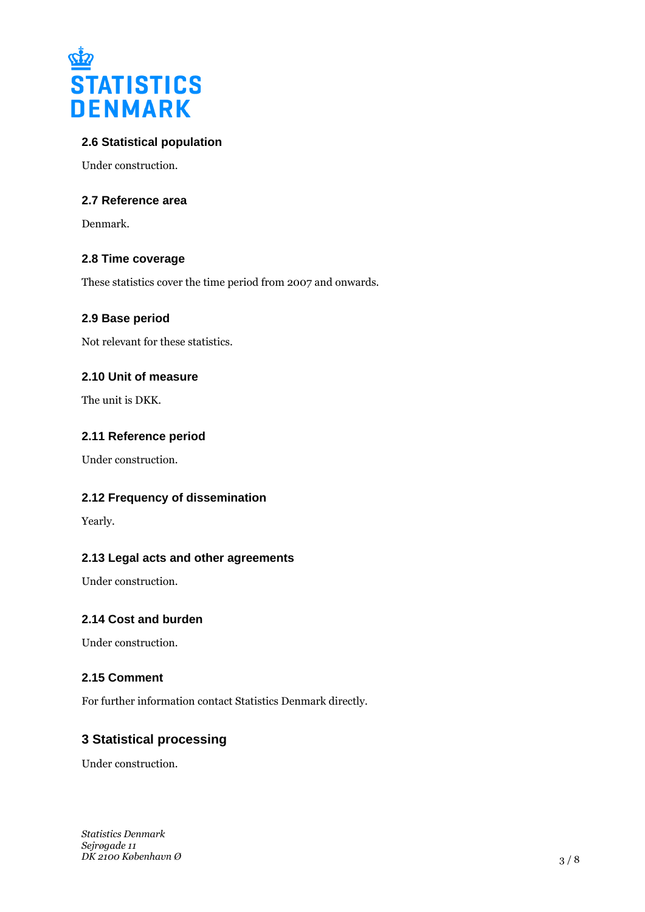### 2.6 Statistical population

Under construction.

### 2.7 Reference area

Denmark.

### 2.8 Time coverage

These statistics cover the time period from 2007 and onwards.

### 2.9 Base period

Not relevant for these statistics.

### 2.10 Unit of measure

The unit is DKK.

### 2.11 Reference period

Under construction.

### 2.12 Frequency of dissemination

Yearly.

### 2.13 Legal acts and other agreements

Under construction.

### 2.14 Cost and burden

Under construction.

### 2.15 Comment

For further information contact Statistics Denmark directly.

## 3 Statistical processing

Under construction.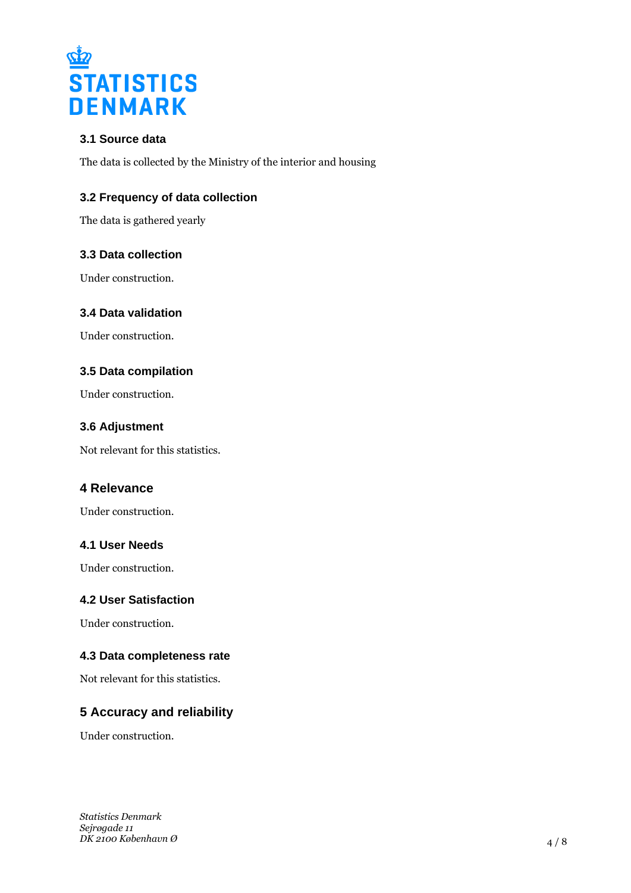### 3.1 Source data

The data is collected by the Ministry of the interior and housing

### 3.2 Frequency of data collection

The data is gathered yearly

### 3.3 Data collection

Under construction.

### 3.4 Data validation

Under construction.

### 3.5 Data compilation

Under construction.

### 3.6 Adjustment

Not relevant for this statistics.

## 4 Relevance

Under construction.

### 4.1 User Needs

Under construction.

### 4.2 User Satisfaction

Under construction.

### 4.3 Data completeness rate

Not relevant for this statistics.

## 5 Accuracy and reliability

Under construction.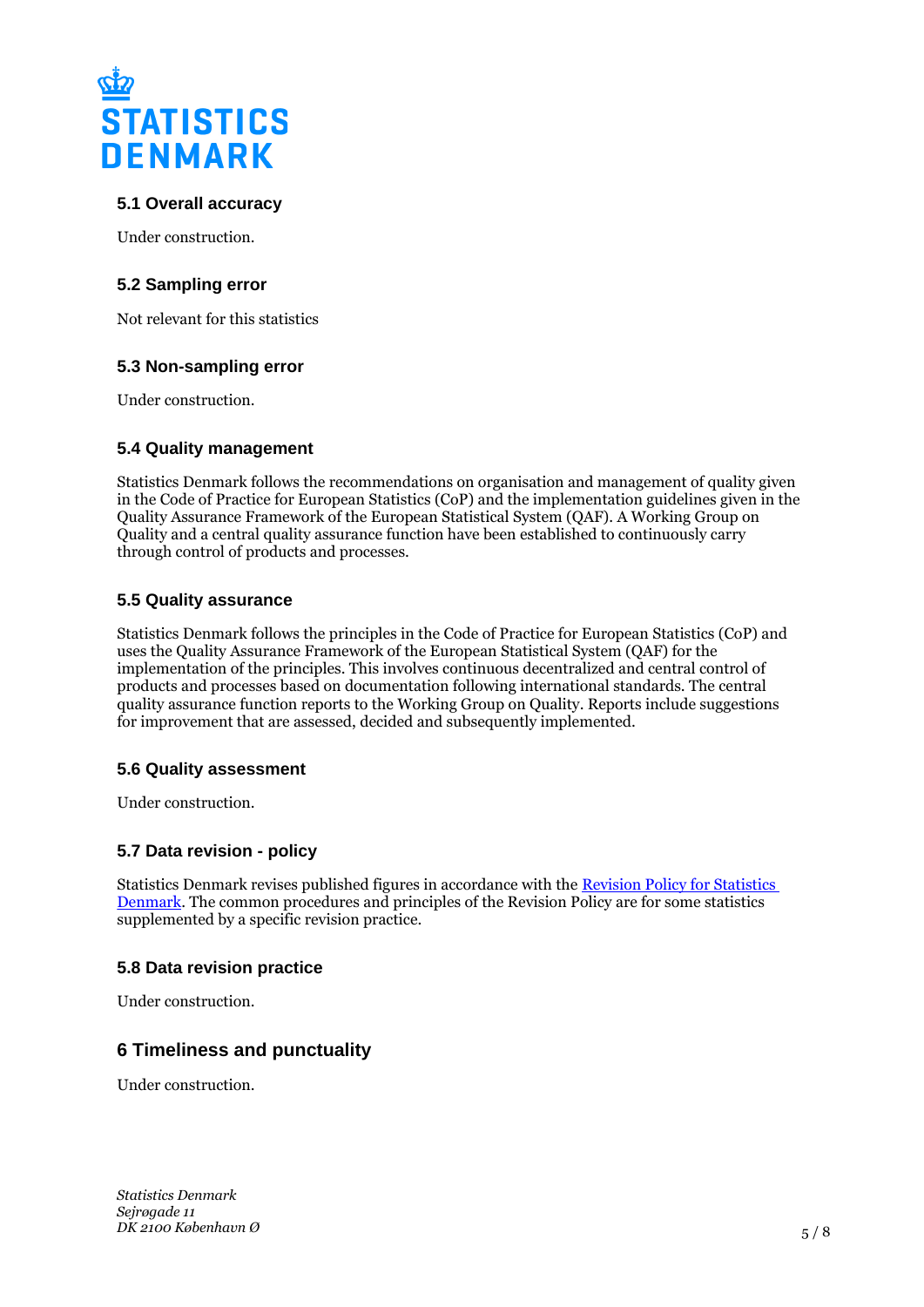### 5.1 Overall accuracy

Under construction.

### 5.2 Sampling error

Not relevant for this statistics

### 5.3 Non-sampling error

Under construction.

### 5.4 Quality management

Statistics Denmark follows the recommendations on organisation and management of quality given in the Code of Practice for European Statistics (CoP) and the implementation guidelines given in the Quality Assurance Framework of the European Statistical System (QAF). A Working Group on Quality and a central quality assurance function have been established to continuously carry through control of products and processes.

### 5.5 Quality assurance

Statistics Denmark follows the principles in the Code of Practice for European Statistics (CoP) and uses the Quality Assurance Framework of the European Statistical System (QAF) for the implementation of the principles. This involves continuous decentralized and central control of products and processes based on documentation following international standards. The central quality assurance function reports to the Working Group on Quality. Reports include suggestions for improvement that are assessed, decided and subsequently implemented.

### 5.6 Quality assessment

Under construction.

### 5.7 Data revision - policy

Statistics Denmark revises published figures in accordance with the Revision Policy for Statistics Denmark. The common procedures and principles of the Revision Policy are for some statistics supplemented by a specific revision practice.

### 5.8 Data revision practice

Under construction.

## 6 Timeliness and punctuality

Under construction.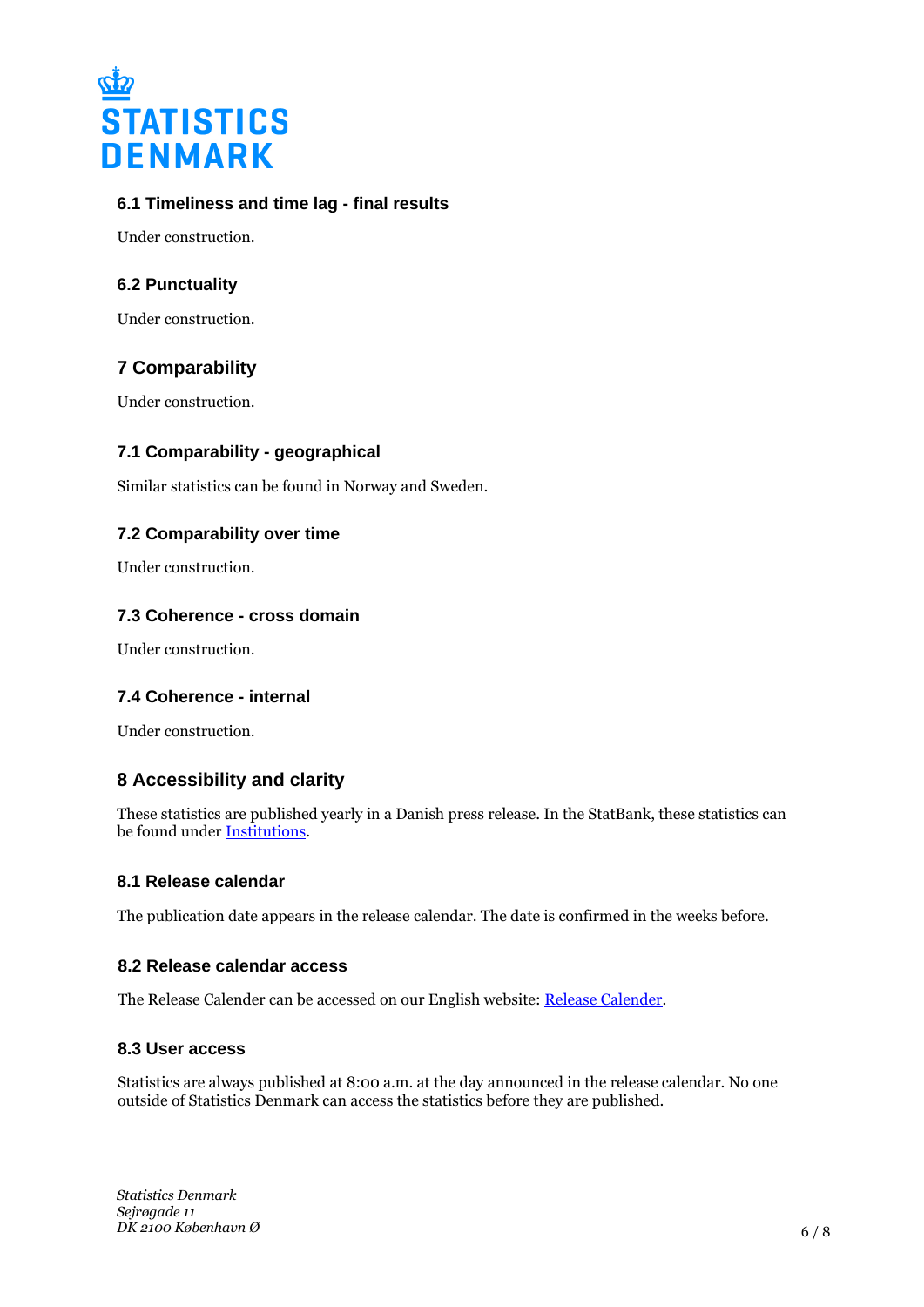### 6.1 Timeliness and time lag - final results

Under construction.

### 6.2 Punctuality

Under construction.

## 7 Comparability

Under construction.

### 7.1 Comparability - geographical

Similar statistics can be found in Norway and Sweden.

### 7.2 Comparability over time

Under construction.

### 7.3 Coherence - cross domain

Under construction.

### 7.4 Coherence - internal

Under construction.

## 8 Accessibility and clarity

These statistics are published yearly in a Danish press release. In the StatBank, these statistics can be found under [Institutions](#).

### 8.1 Release calendar

The publication date appears in the release calendar. The date is confirmed in the weeks before.

### 8.2 Release calendar access

The Release Calender can be accessed on our English website: [Release Calender](#).

### 8.3 User access

Statistics are always published at 8:00 a.m. at the day announced in the release calendar. No one outside of Statistics Denmark can access the statistics before they are published.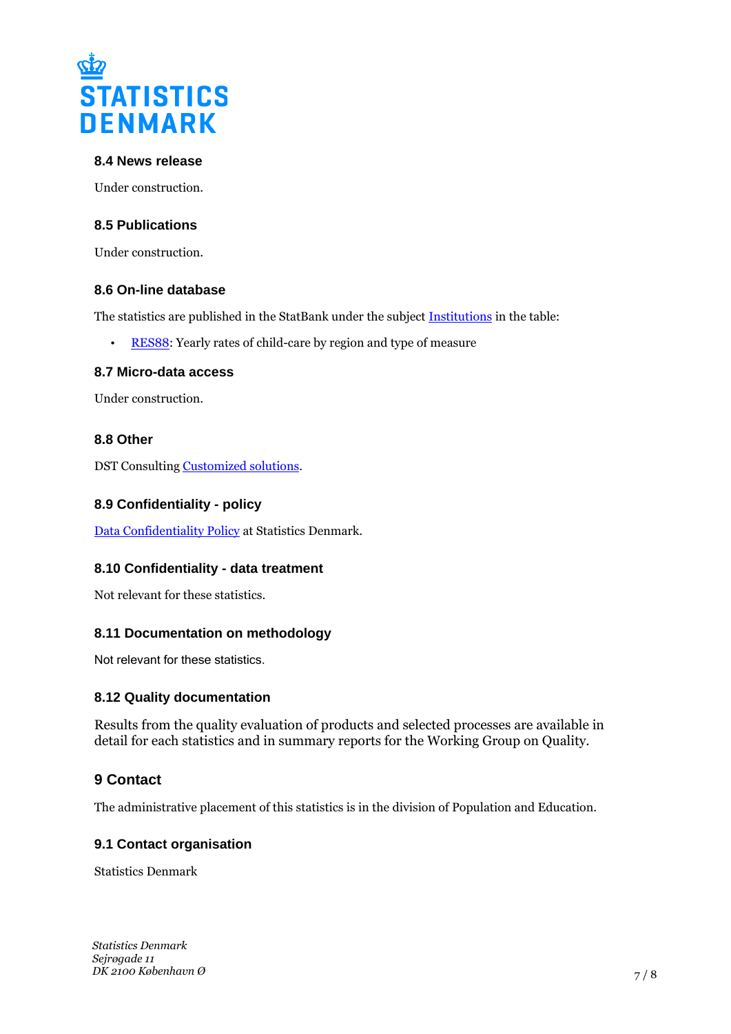### 8.4 News release

Under construction.

### 8.5 Publications

Under construction.

### 8.6 On-line database

The statistics are published in the StatBank under the subject [Institutions]() in the table:

- [RES88](): Yearly rates of child-care by region and type of measure

### 8.7 Micro-data access

Under construction.

### 8.8 Other

DST Consulting [Customized solutions]().

### 8.9 Confidentiality - policy

[Data Confidentiality Policy]() at Statistics Denmark.

### 8.10 Confidentiality - data treatment

Not relevant for these statistics.

### 8.11 Documentation on methodology

Not relevant for these statistics.

### 8.12 Quality documentation

Results from the quality evaluation of products and selected processes are available in detail for each statistics and in summary reports for the Working Group on Quality.

## 9 Contact

The administrative placement of this statistics is in the division of Population and Education.

### 9.1 Contact organisation

Statistics Denmark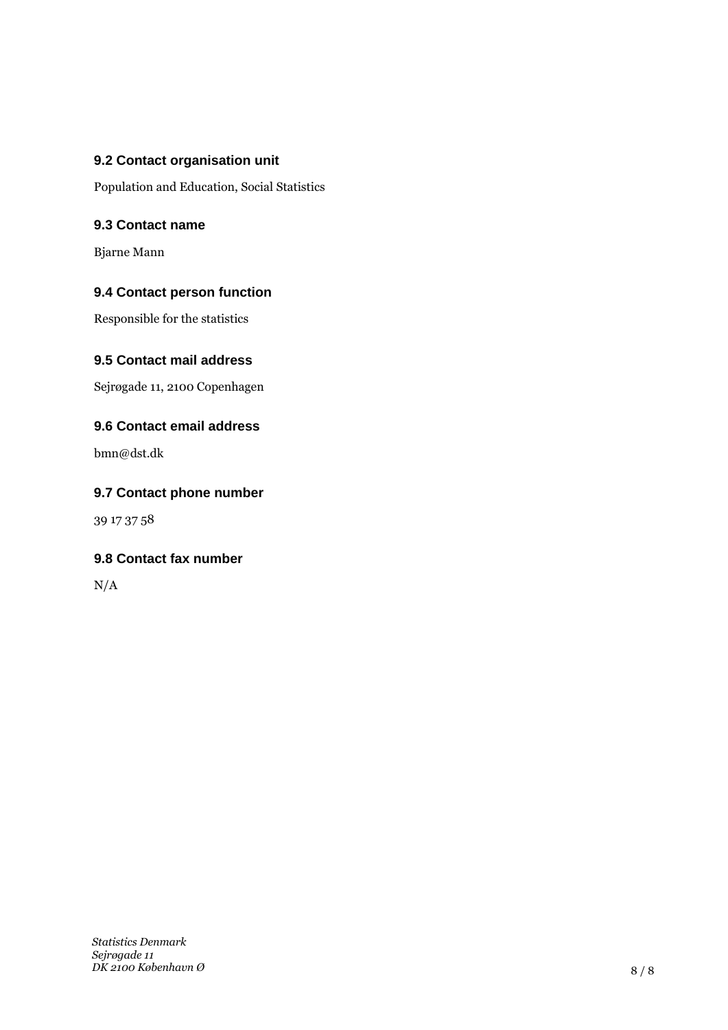### 9.2 Contact organisation unit

Population and Education, Social Statistics

### 9.3 Contact name

Bjarne Mann

### 9.4 Contact person function

Responsible for the statistics

### 9.5 Contact mail address

Sejrøgade 11, 2100 Copenhagen

### 9.6 Contact email address

bmn@dst.dk

### 9.7 Contact phone number

39 17 37 58

### 9.8 Contact fax number

N/A